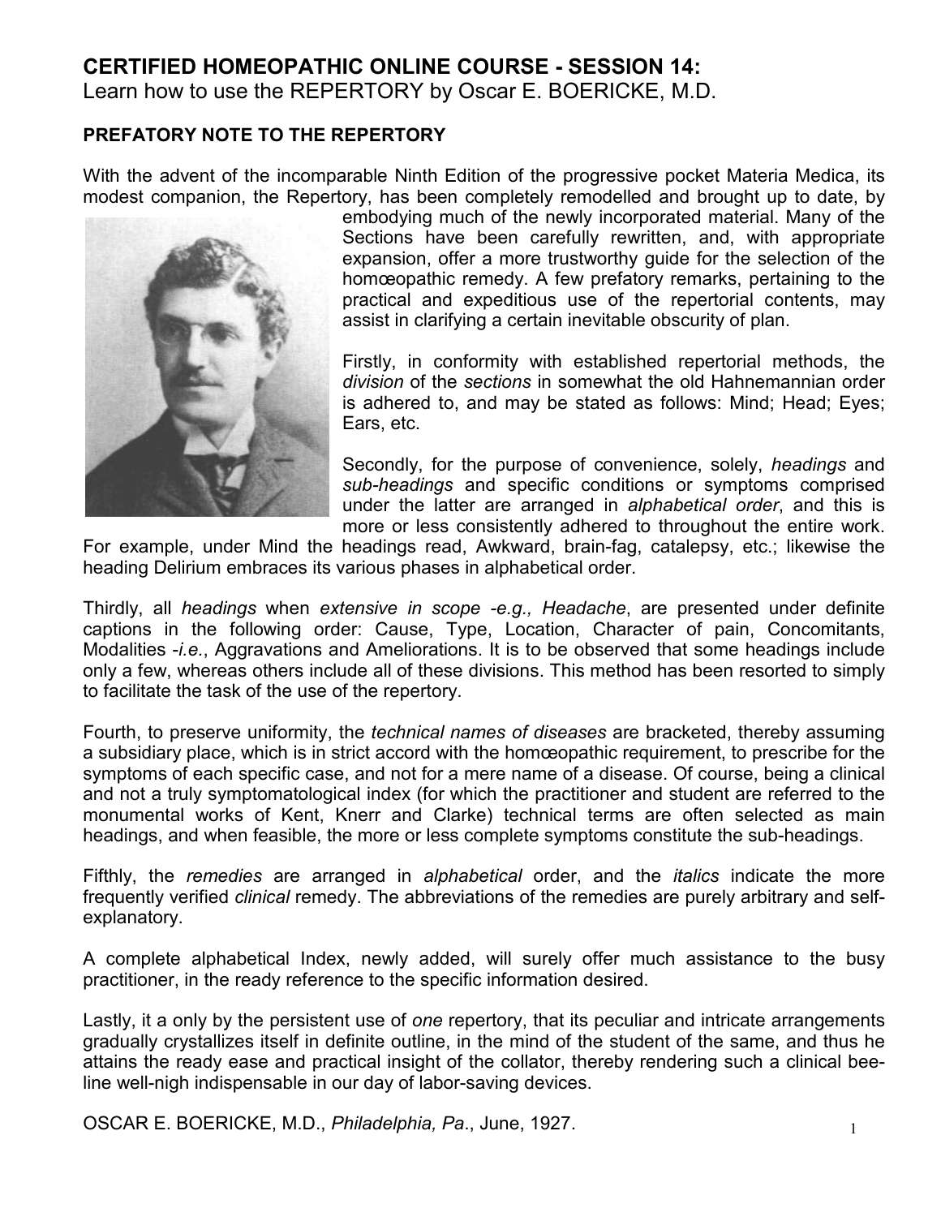## CERTIFIED HOMEOPATHIC ONLINE COURSE - SESSION 14:

Learn how to use the REPERTORY by Oscar E. BOERICKE, M.D.

### PREFATORY NOTE TO THE REPERTORY

With the advent of the incomparable Ninth Edition of the progressive pocket Materia Medica, its modest companion, the Repertory, has been completely remodelled and brought up to date, by embodying much of the newly incorporated material. Many of the Sections have been carefully rewritten, and, with appropriate expansion, offer a more trustworthy guide for the selection of the homœopathic remedy. A few prefatory remarks, pertaining to the practical and expeditious use of the repertorial contents, may assist in clarifying a certain inevitable obscurity of plan.

Firstly, in conformity with established repertorial methods, the *division* of the *sections* in somewhat the old Hahnemannian order is adhered to, and may be stated as follows: Mind; Head; Eyes; Ears, etc.

Secondly, for the purpose of convenience, solely, *headings* and *sub-headings* and specific conditions or symptoms comprised under the latter are arranged in *alphabetical order*, and this is more or less consistently adhered to throughout the entire work. For example, under Mind the headings read, Awkward, brain-fag, catalepsy, etc.; likewise the heading Delirium embraces its various phases in alphabetical order.

Thirdly, all *headings* when *extensive in scope -e.g., Headache*, are presented under definite captions in the following order: Cause, Type, Location, Character of pain, Concomitants, Modalities -*i.e.*, Aggravations and Ameliorations. It is to be observed that some headings include only a few, whereas others include all of these divisions. This method has been resorted to simply to facilitate the task of the use of the repertory.

Fourth, to preserve uniformity, the *technical names of diseases* are bracketed, thereby assuming a subsidiary place, which is in strict accord with the homœopathic requirement, to prescribe for the symptoms of each specific case, and not for a mere name of a disease. Of course, being a clinical and not a truly symptomatological index (for which the practitioner and student are referred to the monumental works of Kent, Knerr and Clarke) technical terms are often selected as main headings, and when feasible, the more or less complete symptoms constitute the sub-headings.

Fifthly, the *remedies* are arranged in *alphabetical* order, and the *italics* indicate the more frequently verified *clinical* remedy. The abbreviations of the remedies are purely arbitrary and self-explanatory.

A complete alphabetical Index, newly added, will surely offer much assistance to the busy practitioner, in the ready reference to the specific information desired.

Lastly, it a only by the persistent use of *one* repertory, that its peculiar and intricate arrangements gradually crystallizes itself in definite outline, in the mind of the student of the same, and thus he attains the ready ease and practical insight of the collator, thereby rendering such a clinical bee-line well-nigh indispensable in our day of labor-saving devices.

OSCAR E. BOERICKE, M.D., *Philadelphia, Pa*., June, 1927.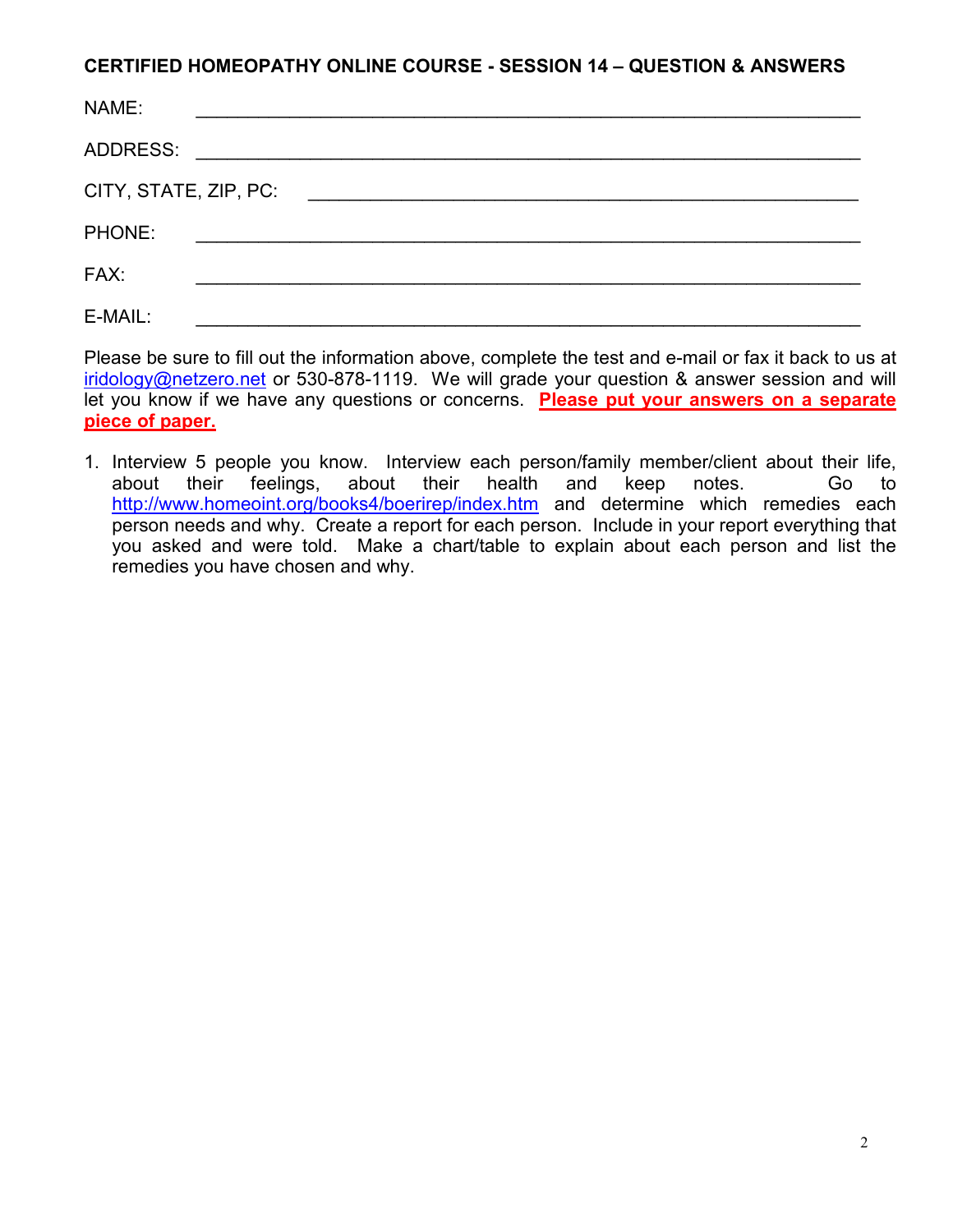**CERTIFIED HOMEOPATHY ONLINE COURSE - SESSION 14 – QUESTION & ANSWERS**

NAME: ____________________________________________________________

ADDRESS: ____________________________________________________________

CITY, STATE, ZIP, PC: ____________________________________________________

PHONE: ____________________________________________________________

FAX: ____________________________________________________________

E-MAIL: ____________________________________________________________

Please be sure to fill out the information above, complete the test and e-mail or fax it back to us at iridology@netzero.net or 530-878-1119. We will grade your question & answer session and will let you know if we have any questions or concerns. **Please put your answers on a separate piece of paper.**

1. Interview 5 people you know. Interview each person/family member/client about their life, about their feelings, about their health and keep notes. Go to http://www.homeoint.org/books4/boerirep/index.htm and determine which remedies each person needs and why. Create a report for each person. Include in your report everything that you asked and were told. Make a chart/table to explain about each person and list the remedies you have chosen and why.